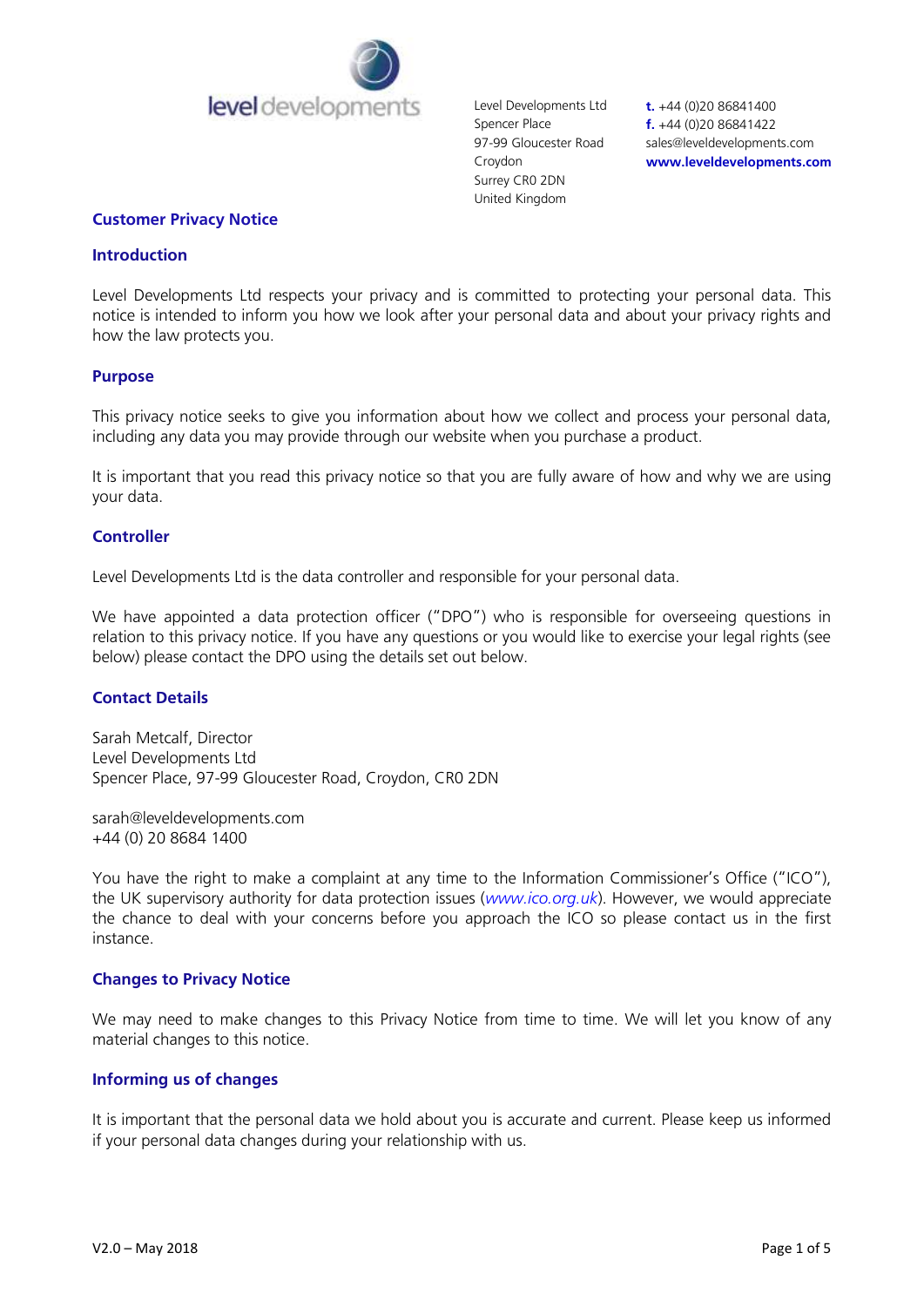level developments

Level Developments Ltd
Spencer Place
97-99 Gloucester Road
Croydon
Surrey CR0 2DN
United Kingdom

**t.** +44 (0)20 86841400
**f.** +44 (0)20 86841422
sales@leveldevelopments.com
**www.leveldevelopments.com**

# Customer Privacy Notice

## Introduction

Level Developments Ltd respects your privacy and is committed to protecting your personal data. This notice is intended to inform you how we look after your personal data and about your privacy rights and how the law protects you.

## Purpose

This privacy notice seeks to give you information about how we collect and process your personal data, including any data you may provide through our website when you purchase a product.

It is important that you read this privacy notice so that you are fully aware of how and why we are using your data.

## Controller

Level Developments Ltd is the data controller and responsible for your personal data.

We have appointed a data protection officer ("DPO") who is responsible for overseeing questions in relation to this privacy notice. If you have any questions or you would like to exercise your legal rights (see below) please contact the DPO using the details set out below.

## Contact Details

Sarah Metcalf, Director
Level Developments Ltd
Spencer Place, 97-99 Gloucester Road, Croydon, CR0 2DN

sarah@leveldevelopments.com
+44 (0) 20 8684 1400

You have the right to make a complaint at any time to the Information Commissioner's Office ("ICO"), the UK supervisory authority for data protection issues (*www.ico.org.uk*). However, we would appreciate the chance to deal with your concerns before you approach the ICO so please contact us in the first instance.

## Changes to Privacy Notice

We may need to make changes to this Privacy Notice from time to time. We will let you know of any material changes to this notice.

## Informing us of changes

It is important that the personal data we hold about you is accurate and current. Please keep us informed if your personal data changes during your relationship with us.

V2.0 – May 2018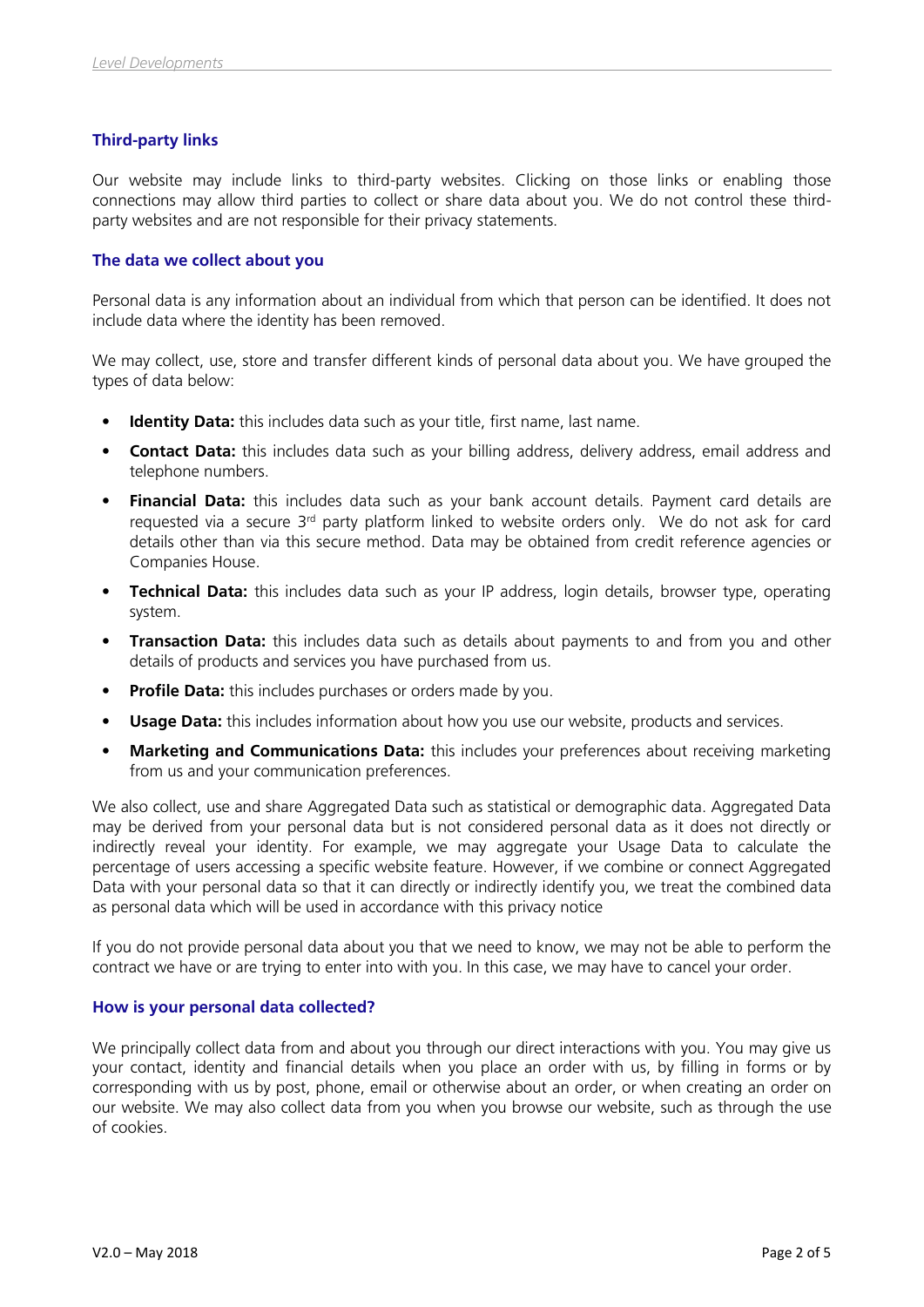### Third-party links

Our website may include links to third-party websites. Clicking on those links or enabling those connections may allow third parties to collect or share data about you. We do not control these third-party websites and are not responsible for their privacy statements.

### The data we collect about you

Personal data is any information about an individual from which that person can be identified. It does not include data where the identity has been removed.

We may collect, use, store and transfer different kinds of personal data about you. We have grouped the types of data below:

- **Identity Data:** this includes data such as your title, first name, last name.
- **Contact Data:** this includes data such as your billing address, delivery address, email address and telephone numbers.
- **Financial Data:** this includes data such as your bank account details. Payment card details are requested via a secure 3rd party platform linked to website orders only. We do not ask for card details other than via this secure method. Data may be obtained from credit reference agencies or Companies House.
- **Technical Data:** this includes data such as your IP address, login details, browser type, operating system.
- **Transaction Data:** this includes data such as details about payments to and from you and other details of products and services you have purchased from us.
- **Profile Data:** this includes purchases or orders made by you.
- **Usage Data:** this includes information about how you use our website, products and services.
- **Marketing and Communications Data:** this includes your preferences about receiving marketing from us and your communication preferences.

We also collect, use and share Aggregated Data such as statistical or demographic data. Aggregated Data may be derived from your personal data but is not considered personal data as it does not directly or indirectly reveal your identity. For example, we may aggregate your Usage Data to calculate the percentage of users accessing a specific website feature. However, if we combine or connect Aggregated Data with your personal data so that it can directly or indirectly identify you, we treat the combined data as personal data which will be used in accordance with this privacy notice

If you do not provide personal data about you that we need to know, we may not be able to perform the contract we have or are trying to enter into with you. In this case, we may have to cancel your order.

### How is your personal data collected?

We principally collect data from and about you through our direct interactions with you. You may give us your contact, identity and financial details when you place an order with us, by filling in forms or by corresponding with us by post, phone, email or otherwise about an order, or when creating an order on our website. We may also collect data from you when you browse our website, such as through the use of cookies.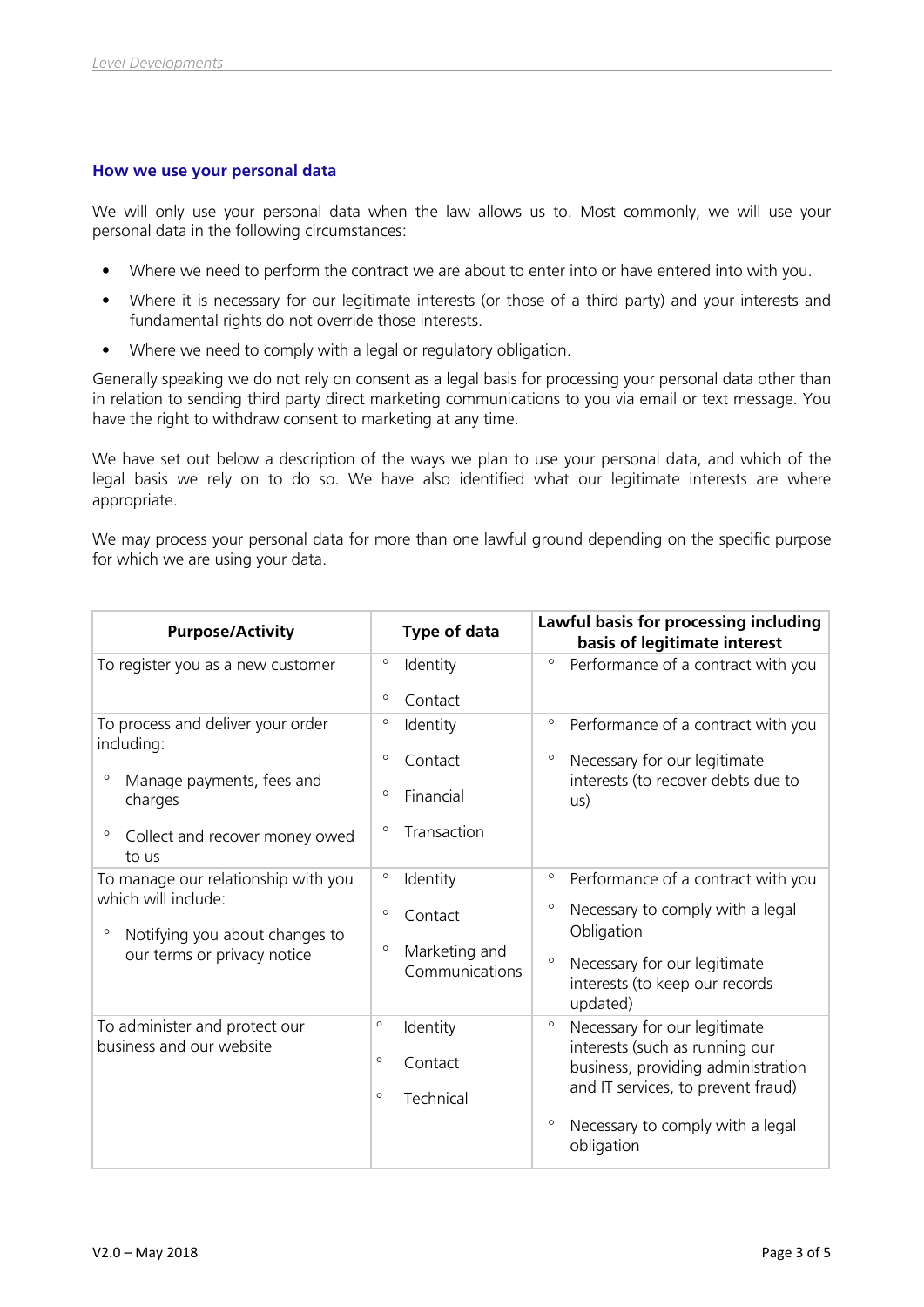## How we use your personal data

We will only use your personal data when the law allows us to. Most commonly, we will use your personal data in the following circumstances:

- Where we need to perform the contract we are about to enter into or have entered into with you.
- Where it is necessary for our legitimate interests (or those of a third party) and your interests and fundamental rights do not override those interests.
- Where we need to comply with a legal or regulatory obligation.

Generally speaking we do not rely on consent as a legal basis for processing your personal data other than in relation to sending third party direct marketing communications to you via email or text message. You have the right to withdraw consent to marketing at any time.

We have set out below a description of the ways we plan to use your personal data, and which of the legal basis we rely on to do so. We have also identified what our legitimate interests are where appropriate.

We may process your personal data for more than one lawful ground depending on the specific purpose for which we are using your data.

| Purpose/Activity | Type of data | Lawful basis for processing including basis of legitimate interest |
|---|---|---|
| To register you as a new customer | ◦ Identity<br>◦ Contact | ◦ Performance of a contract with you |
| To process and deliver your order including:<br>◦ Manage payments, fees and charges<br>◦ Collect and recover money owed to us | ◦ Identity<br>◦ Contact<br>◦ Financial<br>◦ Transaction | ◦ Performance of a contract with you<br>◦ Necessary for our legitimate interests (to recover debts due to us) |
| To manage our relationship with you which will include:<br>◦ Notifying you about changes to our terms or privacy notice | ◦ Identity<br>◦ Contact<br>◦ Marketing and Communications | ◦ Performance of a contract with you<br>◦ Necessary to comply with a legal Obligation<br>◦ Necessary for our legitimate interests (to keep our records updated) |
| To administer and protect our business and our website | ◦ Identity<br>◦ Contact<br>◦ Technical | ◦ Necessary for our legitimate interests (such as running our business, providing administration and IT services, to prevent fraud)<br>◦ Necessary to comply with a legal obligation |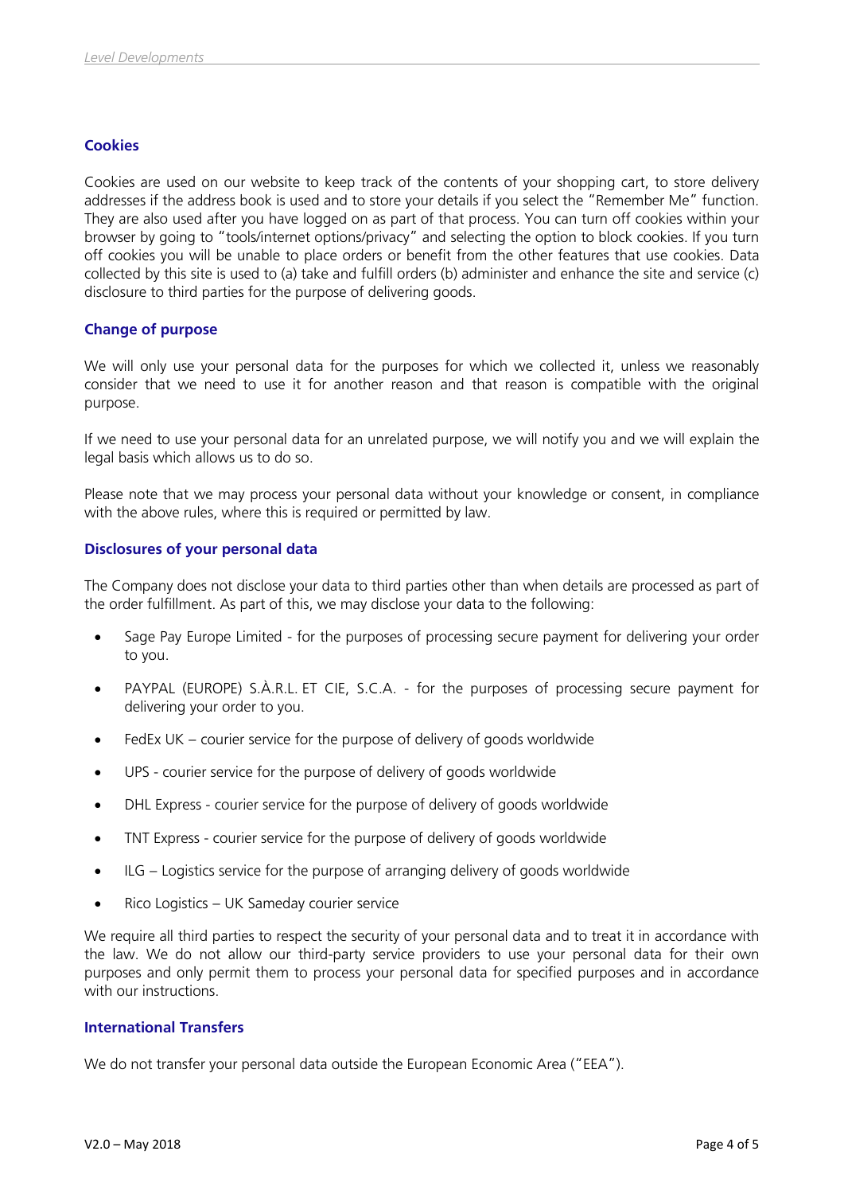### Cookies

Cookies are used on our website to keep track of the contents of your shopping cart, to store delivery addresses if the address book is used and to store your details if you select the "Remember Me" function. They are also used after you have logged on as part of that process. You can turn off cookies within your browser by going to "tools/internet options/privacy" and selecting the option to block cookies. If you turn off cookies you will be unable to place orders or benefit from the other features that use cookies. Data collected by this site is used to (a) take and fulfill orders (b) administer and enhance the site and service (c) disclosure to third parties for the purpose of delivering goods.

### Change of purpose

We will only use your personal data for the purposes for which we collected it, unless we reasonably consider that we need to use it for another reason and that reason is compatible with the original purpose.

If we need to use your personal data for an unrelated purpose, we will notify you and we will explain the legal basis which allows us to do so.

Please note that we may process your personal data without your knowledge or consent, in compliance with the above rules, where this is required or permitted by law.

### Disclosures of your personal data

The Company does not disclose your data to third parties other than when details are processed as part of the order fulfillment. As part of this, we may disclose your data to the following:

- Sage Pay Europe Limited - for the purposes of processing secure payment for delivering your order to you.
- PAYPAL (EUROPE) S.À.R.L. ET CIE, S.C.A. - for the purposes of processing secure payment for delivering your order to you.
- FedEx UK – courier service for the purpose of delivery of goods worldwide
- UPS - courier service for the purpose of delivery of goods worldwide
- DHL Express - courier service for the purpose of delivery of goods worldwide
- TNT Express - courier service for the purpose of delivery of goods worldwide
- ILG – Logistics service for the purpose of arranging delivery of goods worldwide
- Rico Logistics – UK Sameday courier service

We require all third parties to respect the security of your personal data and to treat it in accordance with the law. We do not allow our third-party service providers to use your personal data for their own purposes and only permit them to process your personal data for specified purposes and in accordance with our instructions.

### International Transfers

We do not transfer your personal data outside the European Economic Area ("EEA").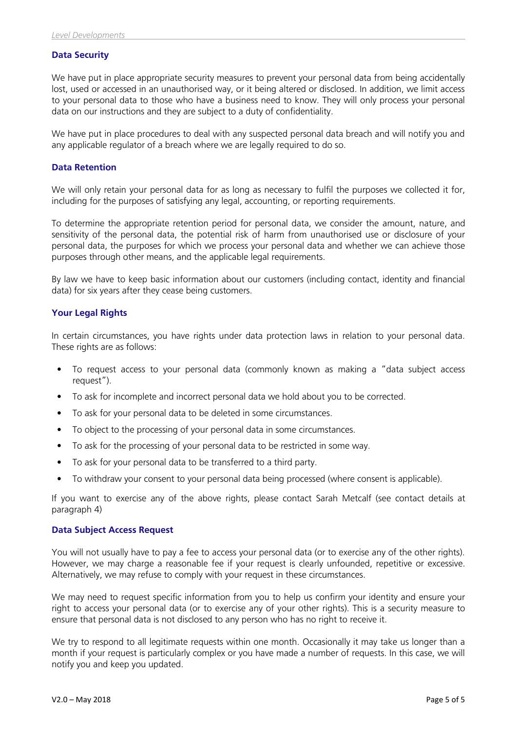## Data Security

We have put in place appropriate security measures to prevent your personal data from being accidentally lost, used or accessed in an unauthorised way, or it being altered or disclosed. In addition, we limit access to your personal data to those who have a business need to know. They will only process your personal data on our instructions and they are subject to a duty of confidentiality.

We have put in place procedures to deal with any suspected personal data breach and will notify you and any applicable regulator of a breach where we are legally required to do so.

## Data Retention

We will only retain your personal data for as long as necessary to fulfil the purposes we collected it for, including for the purposes of satisfying any legal, accounting, or reporting requirements.

To determine the appropriate retention period for personal data, we consider the amount, nature, and sensitivity of the personal data, the potential risk of harm from unauthorised use or disclosure of your personal data, the purposes for which we process your personal data and whether we can achieve those purposes through other means, and the applicable legal requirements.

By law we have to keep basic information about our customers (including contact, identity and financial data) for six years after they cease being customers.

## Your Legal Rights

In certain circumstances, you have rights under data protection laws in relation to your personal data. These rights are as follows:

- To request access to your personal data (commonly known as making a "data subject access request").
- To ask for incomplete and incorrect personal data we hold about you to be corrected.
- To ask for your personal data to be deleted in some circumstances.
- To object to the processing of your personal data in some circumstances.
- To ask for the processing of your personal data to be restricted in some way.
- To ask for your personal data to be transferred to a third party.
- To withdraw your consent to your personal data being processed (where consent is applicable).

If you want to exercise any of the above rights, please contact Sarah Metcalf (see contact details at paragraph 4)

## Data Subject Access Request

You will not usually have to pay a fee to access your personal data (or to exercise any of the other rights). However, we may charge a reasonable fee if your request is clearly unfounded, repetitive or excessive. Alternatively, we may refuse to comply with your request in these circumstances.

We may need to request specific information from you to help us confirm your identity and ensure your right to access your personal data (or to exercise any of your other rights). This is a security measure to ensure that personal data is not disclosed to any person who has no right to receive it.

We try to respond to all legitimate requests within one month. Occasionally it may take us longer than a month if your request is particularly complex or you have made a number of requests. In this case, we will notify you and keep you updated.